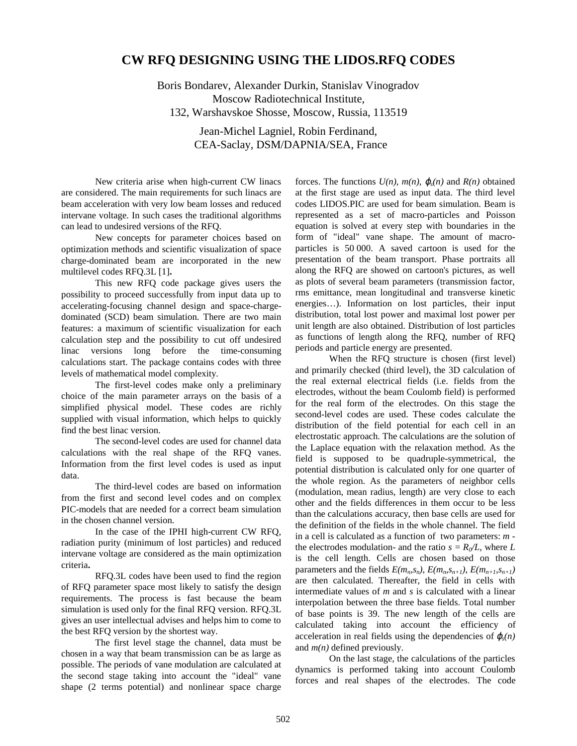# CW RFQ DESIGNING USING THE LIDOS.RFQ CODES

Boris Bondarev, Alexander Durkin, Stanislav Vinogradov
Moscow Radiotechnical Institute,
132, Warshavskoe Shosse, Moscow, Russia, 113519

Jean-Michel Lagniel, Robin Ferdinand,
CEA-Saclay, DSM/DAPNIA/SEA, France

New criteria arise when high-current CW linacs are considered. The main requirements for such linacs are beam acceleration with very low beam losses and reduced intervane voltage. In such cases the traditional algorithms can lead to undesired versions of the RFQ.

New concepts for parameter choices based on optimization methods and scientific visualization of space charge-dominated beam are incorporated in the new multilevel codes RFQ.3L [1]**.**

This new RFQ code package gives users the possibility to proceed successfully from input data up to accelerating-focusing channel design and space-charge-dominated (SCD) beam simulation. There are two main features: a maximum of scientific visualization for each calculation step and the possibility to cut off undesired linac versions long before the time-consuming calculations start. The package contains codes with three levels of mathematical model complexity.

The first-level codes make only a preliminary choice of the main parameter arrays on the basis of a simplified physical model. These codes are richly supplied with visual information, which helps to quickly find the best linac version.

The second-level codes are used for channel data calculations with the real shape of the RFQ vanes. Information from the first level codes is used as input data.

The third-level codes are based on information from the first and second level codes and on complex PIC-models that are needed for a correct beam simulation in the chosen channel version.

In the case of the IPHI high-current CW RFQ, radiation purity (minimum of lost particles) and reduced intervane voltage are considered as the main optimization criteria**.**

RFQ.3L codes have been used to find the region of RFQ parameter space most likely to satisfy the design requirements. The process is fast because the beam simulation is used only for the final RFQ version. RFQ.3L gives an user intellectual advises and helps him to come to the best RFQ version by the shortest way.

The first level stage the channel, data must be chosen in a way that beam transmission can be as large as possible. The periods of vane modulation are calculated at the second stage taking into account the "ideal" vane shape (2 terms potential) and nonlinear space charge forces. The functions $U(n)$, $m(n)$, $\varphi_s(n)$ and $R(n)$ obtained at the first stage are used as input data. The third level codes LIDOS.PIC are used for beam simulation. Beam is represented as a set of macro-particles and Poisson equation is solved at every step with boundaries in the form of "ideal" vane shape. The amount of macro-particles is 50 000. A saved cartoon is used for the presentation of the beam transport. Phase portraits all along the RFQ are showed on cartoon's pictures, as well as plots of several beam parameters (transmission factor, rms emittance, mean longitudinal and transverse kinetic energies…). Information on lost particles, their input distribution, total lost power and maximal lost power per unit length are also obtained. Distribution of lost particles as functions of length along the RFQ, number of RFQ periods and particle energy are presented.

When the RFQ structure is chosen (first level) and primarily checked (third level), the 3D calculation of the real external electrical fields (i.e. fields from the electrodes, without the beam Coulomb field) is performed for the real form of the electrodes. On this stage the second-level codes are used. These codes calculate the distribution of the field potential for each cell in an electrostatic approach. The calculations are the solution of the Laplace equation with the relaxation method. As the field is supposed to be quadruple-symmetrical, the potential distribution is calculated only for one quarter of the whole region. As the parameters of neighbor cells (modulation, mean radius, length) are very close to each other and the fields differences in them occur to be less than the calculations accuracy, then base cells are used for the definition of the fields in the whole channel. The field in a cell is calculated as a function of two parameters: $m$ - the electrodes modulation- and the ratio $s = R_0/L$, where $L$ is the cell length. Cells are chosen based on those parameters and the fields $E(m_n,s_n)$, $E(m_n,s_{n+1})$, $E(m_{n+1},s_{n+1})$ are then calculated. Thereafter, the field in cells with intermediate values of $m$ and $s$ is calculated with a linear interpolation between the three base fields. Total number of base points is 39. The new length of the cells are calculated taking into account the efficiency of acceleration in real fields using the dependencies of $\varphi_s(n)$ and $m(n)$ defined previously.

On the last stage, the calculations of the particles dynamics is performed taking into account Coulomb forces and real shapes of the electrodes. The code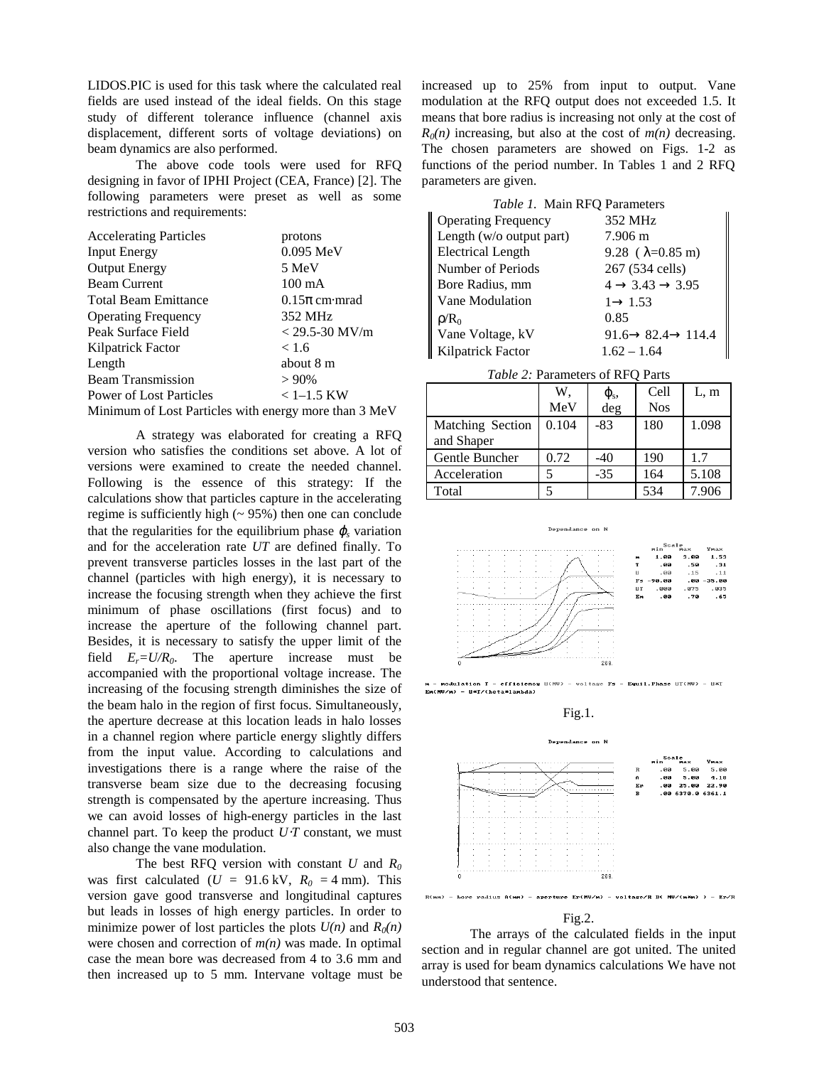LIDOS.PIC is used for this task where the calculated real fields are used instead of the ideal fields. On this stage study of different tolerance influence (channel axis displacement, different sorts of voltage deviations) on beam dynamics are also performed.

The above code tools were used for RFQ designing in favor of IPHI Project (CEA, France) [2]. The following parameters were preset as well as some restrictions and requirements:

| | |
|---|---|
| Accelerating Particles | protons |
| Input Energy | 0.095 MeV |
| Output Energy | 5 MeV |
| Beam Current | 100 mA |
| Total Beam Emittance | 0.15π cm·mrad |
| Operating Frequency | 352 MHz |
| Peak Surface Field | < 29.5-30 MV/m |
| Kilpatrick Factor | < 1.6 |
| Length | about 8 m |
| Beam Transmission | > 90% |
| Power of Lost Particles | < 1–1.5 KW |

Minimum of Lost Particles with energy more than 3 MeV

A strategy was elaborated for creating a RFQ version who satisfies the conditions set above. A lot of versions were examined to create the needed channel. Following is the essence of this strategy: If the calculations show that particles capture in the accelerating regime is sufficiently high (~ 95%) then one can conclude that the regularities for the equilibrium phase $\varphi_s$ variation and for the acceleration rate *UT* are defined finally. To prevent transverse particles losses in the last part of the channel (particles with high energy), it is necessary to increase the focusing strength when they achieve the first minimum of phase oscillations (first focus) and to increase the aperture of the following channel part. Besides, it is necessary to satisfy the upper limit of the field $E_r=U/R_0$. The aperture increase must be accompanied with the proportional voltage increase. The increasing of the focusing strength diminishes the size of the beam halo in the region of first focus. Simultaneously, the aperture decrease at this location leads in halo losses in a channel region where particle energy slightly differs from the input value. According to calculations and investigations there is a range where the raise of the transverse beam size due to the decreasing focusing strength is compensated by the aperture increasing. Thus we can avoid losses of high-energy particles in the last channel part. To keep the product $U{\cdot}T$ constant, we must also change the vane modulation.

The best RFQ version with constant $U$ and $R_0$ was first calculated ($U$ = 91.6 kV, $R_0$ = 4 mm). This version gave good transverse and longitudinal captures but leads in losses of high energy particles. In order to minimize power of lost particles the plots $U(n)$ and $R_0(n)$ were chosen and correction of $m(n)$ was made. In optimal case the mean bore was decreased from 4 to 3.6 mm and then increased up to 5 mm. Intervane voltage must be increased up to 25% from input to output. Vane modulation at the RFQ output does not exceeded 1.5. It means that bore radius is increasing not only at the cost of $R_0(n)$ increasing, but also at the cost of $m(n)$ decreasing. The chosen parameters are showed on Figs. 1-2 as functions of the period number. In Tables 1 and 2 RFQ parameters are given.

*Table 1.* Main RFQ Parameters

| | |
|---|---|
| Operating Frequency | 352 MHz |
| Length (w/o output part) | 7.906 m |
| Electrical Length | 9.28 (λ=0.85 m) |
| Number of Periods | 267 (534 cells) |
| Bore Radius, mm | 4 → 3.43 → 3.95 |
| Vane Modulation | 1→ 1.53 |
| $\rho/R_0$ | 0.85 |
| Vane Voltage, kV | 91.6→ 82.4→ 114.4 |
| Kilpatrick Factor | 1.62 – 1.64 |

*Table 2:* Parameters of RFQ Parts

| | W, MeV | $\varphi_s$, deg | Cell Nos | L, m |
|---|---|---|---|---|
| Matching Section and Shaper | 0.104 | -83 | 180 | 1.098 |
| Gentle Buncher | 0.72 | -40 | 190 | 1.7 |
| Acceleration | 5 | -35 | 164 | 5.108 |
| Total | 5 | | 534 | 7.906 |

Fig.1.

Fig.2.

The arrays of the calculated fields in the input section and in regular channel are got united. The united array is used for beam dynamics calculations We have not understood that sentence.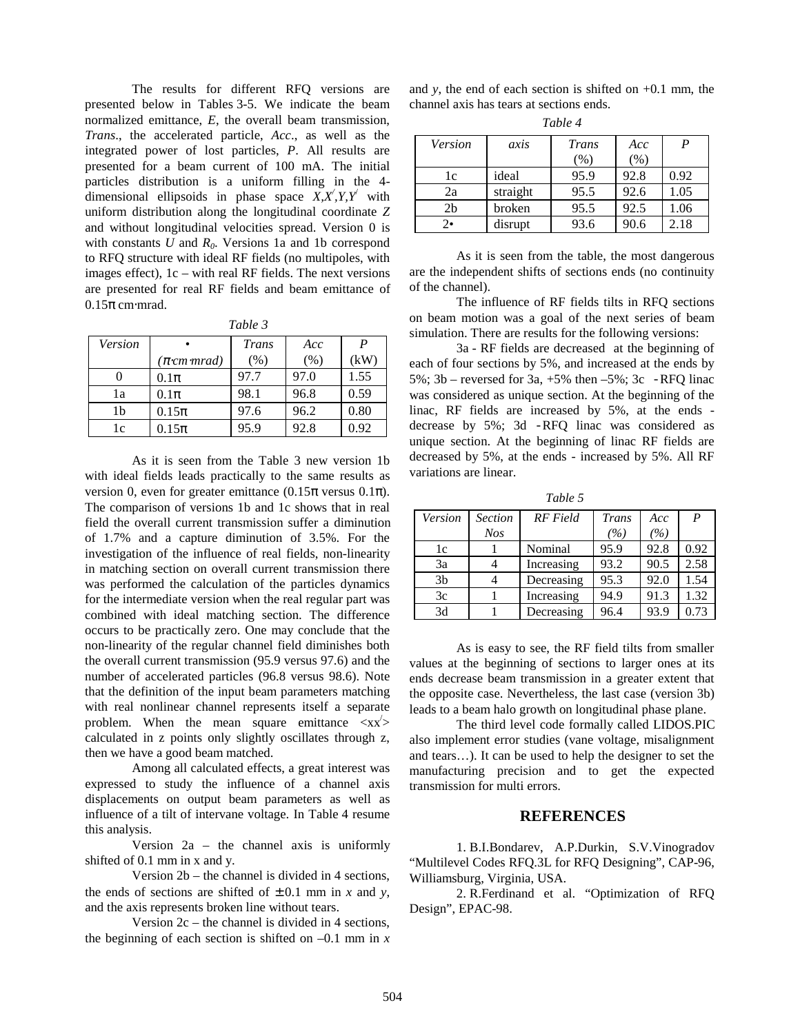The results for different RFQ versions are presented below in Tables 3-5. We indicate the beam normalized emittance, *E*, the overall beam transmission, *Trans*., the accelerated particle, *Acc*., as well as the integrated power of lost particles, *P*. All results are presented for a beam current of 100 mA. The initial particles distribution is a uniform filling in the 4-dimensional ellipsoids in phase space $X,X',Y,Y'$ with uniform distribution along the longitudinal coordinate *Z* and without longitudinal velocities spread. Version 0 is with constants *U* and $R_0$. Versions 1a and 1b correspond to RFQ structure with ideal RF fields (no multipoles, with images effect), 1c – with real RF fields. The next versions are presented for real RF fields and beam emittance of 0.15π cm·mrad.

*Table 3*

| *Version* | • (π·cm·mrad) | *Trans* (%) | *Acc* (%) | *P* (kW) |
|---|---|---|---|---|
| 0 | 0.1π | 97.7 | 97.0 | 1.55 |
| 1a | 0.1π | 98.1 | 96.8 | 0.59 |
| 1b | 0.15π | 97.6 | 96.2 | 0.80 |
| 1c | 0.15π | 95.9 | 92.8 | 0.92 |

As it is seen from the Table 3 new version 1b with ideal fields leads practically to the same results as version 0, even for greater emittance (0.15π versus 0.1π). The comparison of versions 1b and 1c shows that in real field the overall current transmission suffer a diminution of 1.7% and a capture diminution of 3.5%. For the investigation of the influence of real fields, non-linearity in matching section on overall current transmission there was performed the calculation of the particles dynamics for the intermediate version when the real regular part was combined with ideal matching section. The difference occurs to be practically zero. One may conclude that the non-linearity of the regular channel field diminishes both the overall current transmission (95.9 versus 97.6) and the number of accelerated particles (96.8 versus 98.6). Note that the definition of the input beam parameters matching with real nonlinear channel represents itself a separate problem. When the mean square emittance $\langle xx' \rangle$ calculated in z points only slightly oscillates through z, then we have a good beam matched.

Among all calculated effects, a great interest was expressed to study the influence of a channel axis displacements on output beam parameters as well as influence of a tilt of intervane voltage. In Table 4 resume this analysis.

Version 2a – the channel axis is uniformly shifted of 0.1 mm in x and y.

Version 2b – the channel is divided in 4 sections, the ends of sections are shifted of ± 0.1 mm in *x* and *y*, and the axis represents broken line without tears.

Version 2c – the channel is divided in 4 sections, the beginning of each section is shifted on –0.1 mm in *x* and *y*, the end of each section is shifted on +0.1 mm, the channel axis has tears at sections ends.

*Table 4*

| *Version* | *axis* | *Trans* (%) | *Acc* (%) | *P* |
|---|---|---|---|---|
| 1c | ideal | 95.9 | 92.8 | 0.92 |
| 2a | straight | 95.5 | 92.6 | 1.05 |
| 2b | broken | 95.5 | 92.5 | 1.06 |
| 2• | disrupt | 93.6 | 90.6 | 2.18 |

As it is seen from the table, the most dangerous are the independent shifts of sections ends (no continuity of the channel).

The influence of RF fields tilts in RFQ sections on beam motion was a goal of the next series of beam simulation. There are results for the following versions:

3a - RF fields are decreased at the beginning of each of four sections by 5%, and increased at the ends by 5%; 3b – reversed for 3a, +5% then –5%; 3c - RFQ linac was considered as unique section. At the beginning of the linac, RF fields are increased by 5%, at the ends - decrease by 5%; 3d - RFQ linac was considered as unique section. At the beginning of linac RF fields are decreased by 5%, at the ends - increased by 5%. All RF variations are linear.

*Table 5*

| *Version* | *Section Nos* | *RF Field* | *Trans (%)* | *Acc (%)* | *P* |
|---|---|---|---|---|---|
| 1c | 1 | Nominal | 95.9 | 92.8 | 0.92 |
| 3a | 4 | Increasing | 93.2 | 90.5 | 2.58 |
| 3b | 4 | Decreasing | 95.3 | 92.0 | 1.54 |
| 3c | 1 | Increasing | 94.9 | 91.3 | 1.32 |
| 3d | 1 | Decreasing | 96.4 | 93.9 | 0.73 |

As is easy to see, the RF field tilts from smaller values at the beginning of sections to larger ones at its ends decrease beam transmission in a greater extent that the opposite case. Nevertheless, the last case (version 3b) leads to a beam halo growth on longitudinal phase plane.

The third level code formally called LIDOS.PIC also implement error studies (vane voltage, misalignment and tears…). It can be used to help the designer to set the manufacturing precision and to get the expected transmission for multi errors.

## REFERENCES

1. B.I.Bondarev, A.P.Durkin, S.V.Vinogradov "Multilevel Codes RFQ.3L for RFQ Designing", CAP-96, Williamsburg, Virginia, USA.

2. R.Ferdinand et al. "Optimization of RFQ Design", EPAC-98.